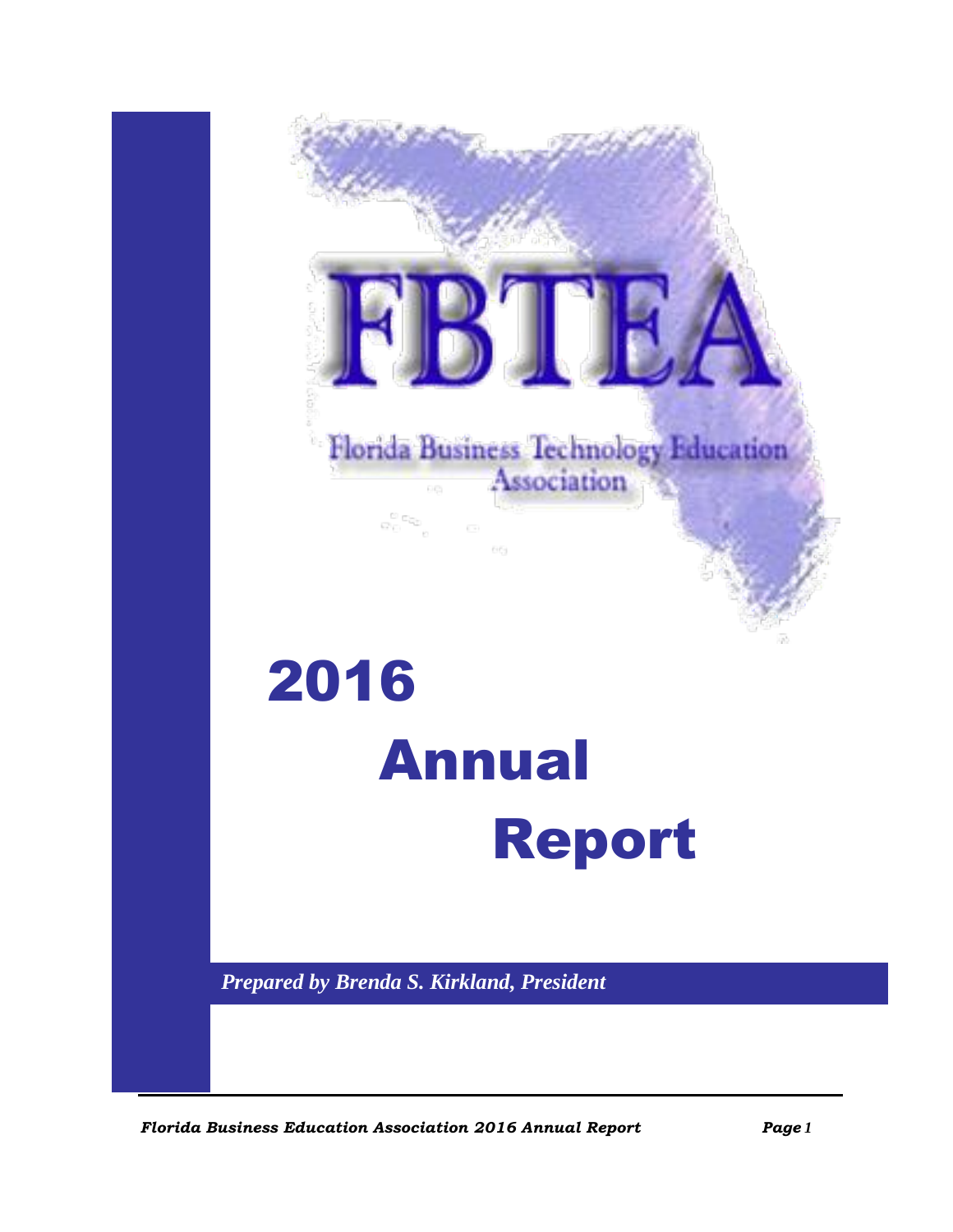# FBTEA

Florida Business Technology Education Association

# 2016 Annual Report

*Prepared by Brenda S. Kirkland, President*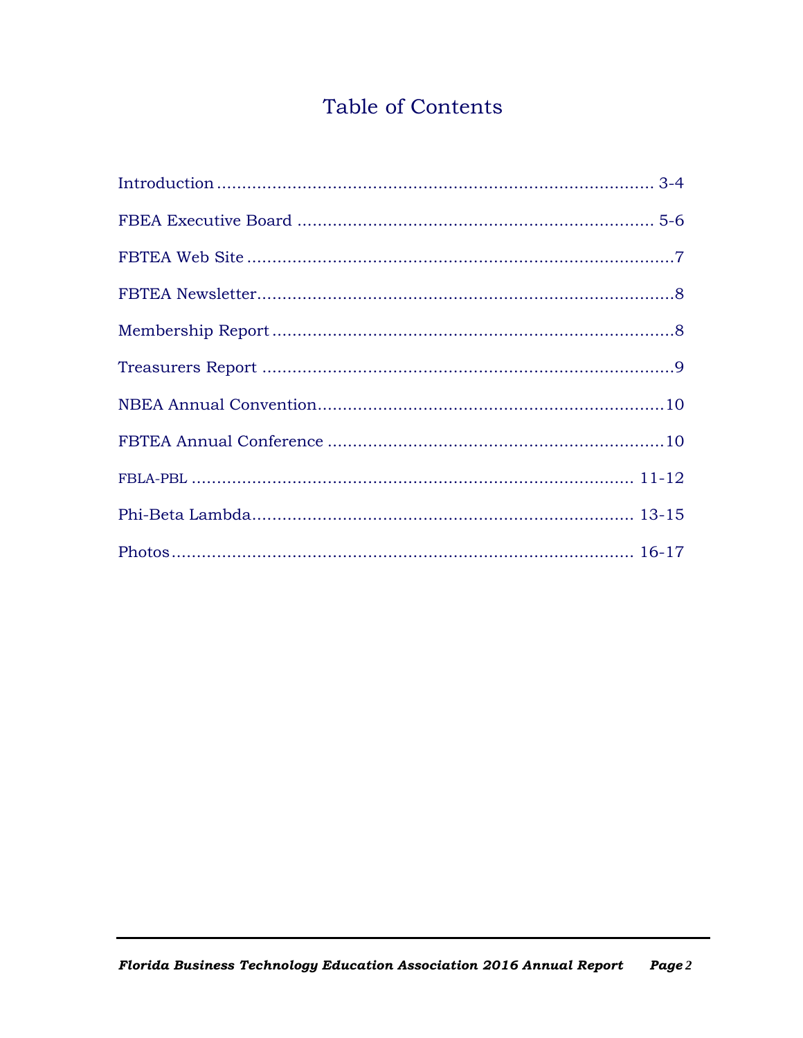# Table of Contents

| Section | Page |
|---|---|
| Introduction | 3-4 |
| FBEA Executive Board | 5-6 |
| FBTEA Web Site | 7 |
| FBTEA Newsletter | 8 |
| Membership Report | 8 |
| Treasurers Report | 9 |
| NBEA Annual Convention | 10 |
| FBTEA Annual Conference | 10 |
| FBLA-PBL | 11-12 |
| Phi-Beta Lambda | 13-15 |
| Photos | 16-17 |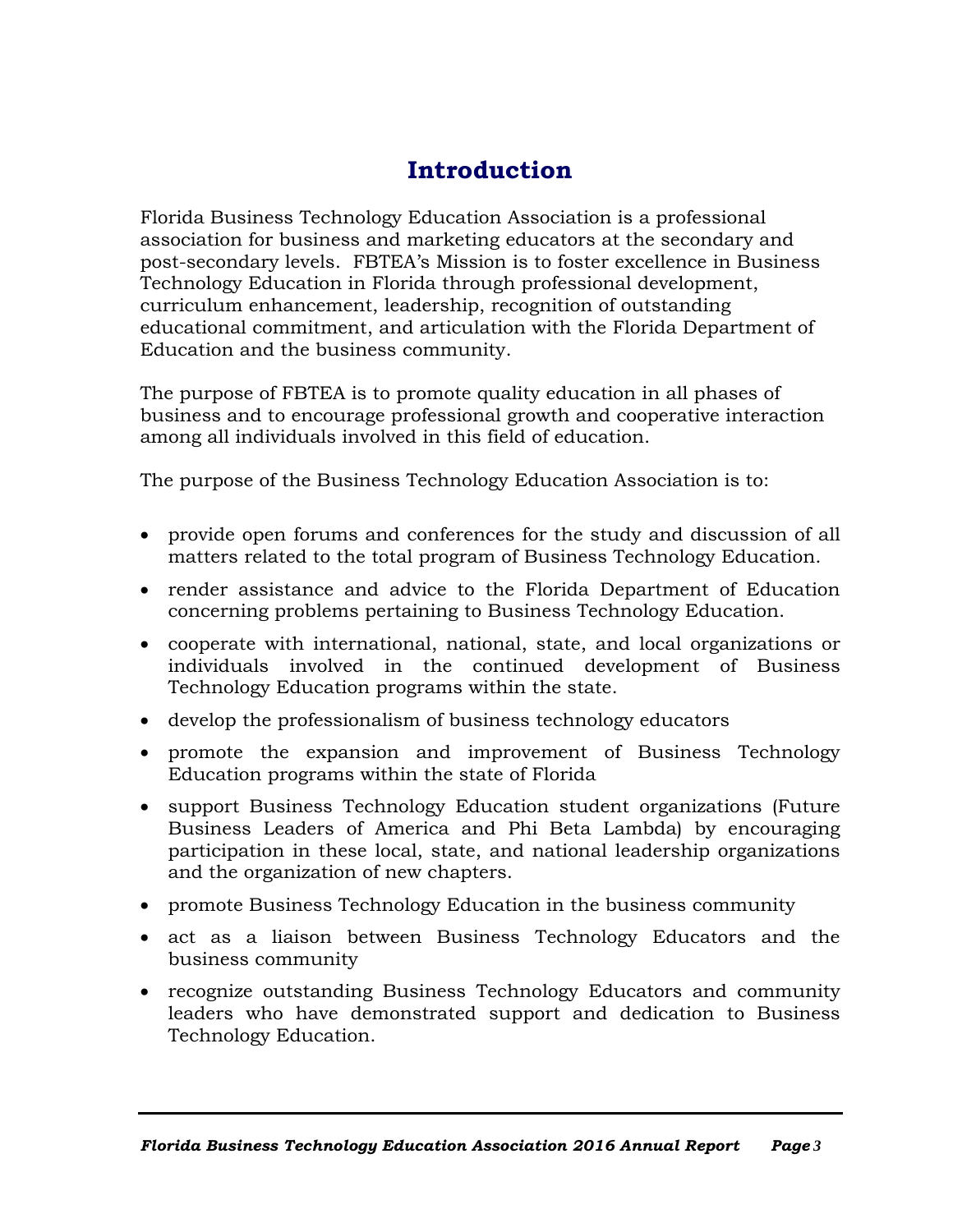# Introduction

Florida Business Technology Education Association is a professional association for business and marketing educators at the secondary and post-secondary levels. FBTEA's Mission is to foster excellence in Business Technology Education in Florida through professional development, curriculum enhancement, leadership, recognition of outstanding educational commitment, and articulation with the Florida Department of Education and the business community.

The purpose of FBTEA is to promote quality education in all phases of business and to encourage professional growth and cooperative interaction among all individuals involved in this field of education.

The purpose of the Business Technology Education Association is to:

- provide open forums and conferences for the study and discussion of all matters related to the total program of Business Technology Education.
- render assistance and advice to the Florida Department of Education concerning problems pertaining to Business Technology Education.
- cooperate with international, national, state, and local organizations or individuals involved in the continued development of Business Technology Education programs within the state.
- develop the professionalism of business technology educators
- promote the expansion and improvement of Business Technology Education programs within the state of Florida
- support Business Technology Education student organizations (Future Business Leaders of America and Phi Beta Lambda) by encouraging participation in these local, state, and national leadership organizations and the organization of new chapters.
- promote Business Technology Education in the business community
- act as a liaison between Business Technology Educators and the business community
- recognize outstanding Business Technology Educators and community leaders who have demonstrated support and dedication to Business Technology Education.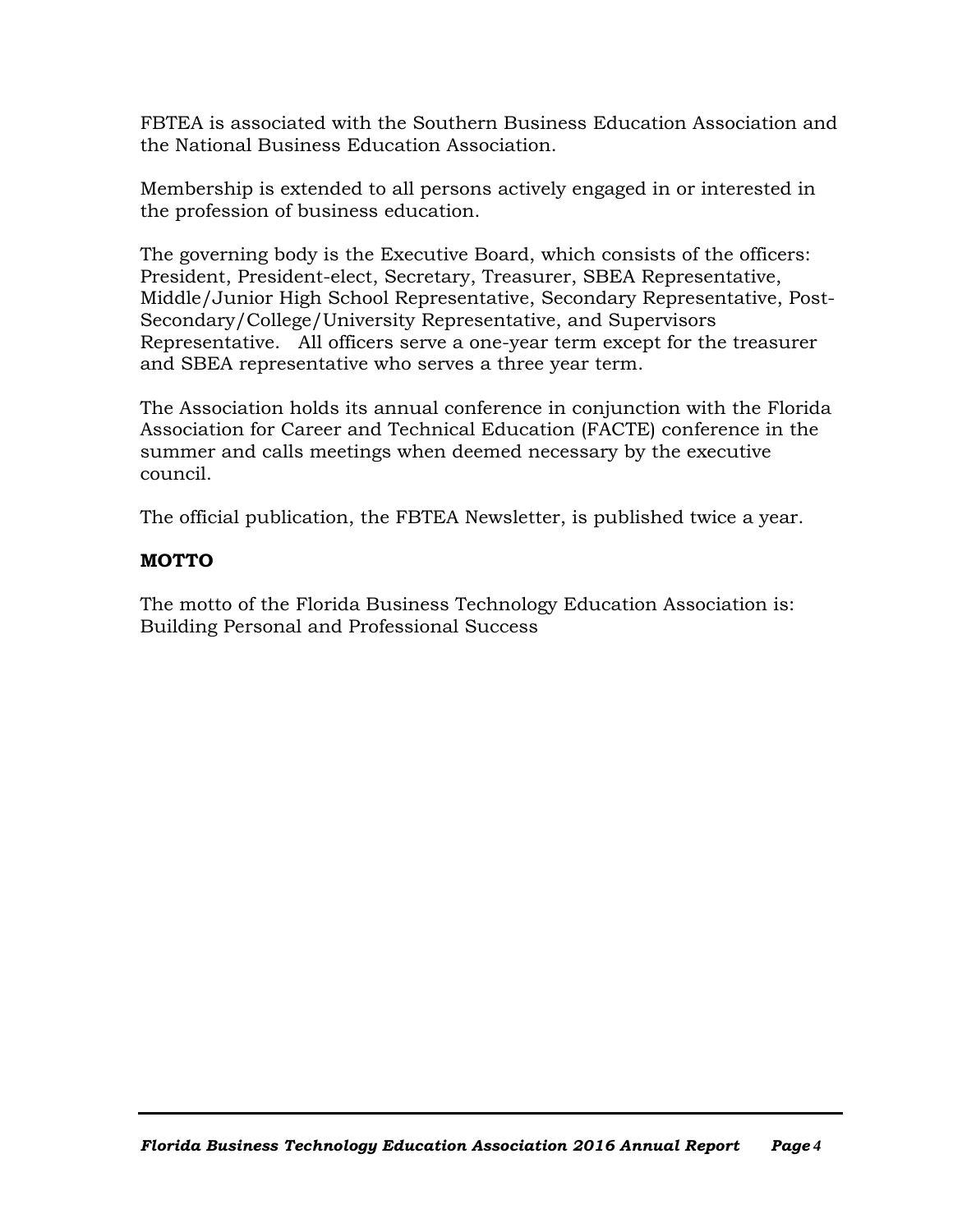FBTEA is associated with the Southern Business Education Association and the National Business Education Association.

Membership is extended to all persons actively engaged in or interested in the profession of business education.

The governing body is the Executive Board, which consists of the officers: President, President-elect, Secretary, Treasurer, SBEA Representative, Middle/Junior High School Representative, Secondary Representative, Post-Secondary/College/University Representative, and Supervisors Representative. All officers serve a one-year term except for the treasurer and SBEA representative who serves a three year term.

The Association holds its annual conference in conjunction with the Florida Association for Career and Technical Education (FACTE) conference in the summer and calls meetings when deemed necessary by the executive council.

The official publication, the FBTEA Newsletter, is published twice a year.

**MOTTO**

The motto of the Florida Business Technology Education Association is: Building Personal and Professional Success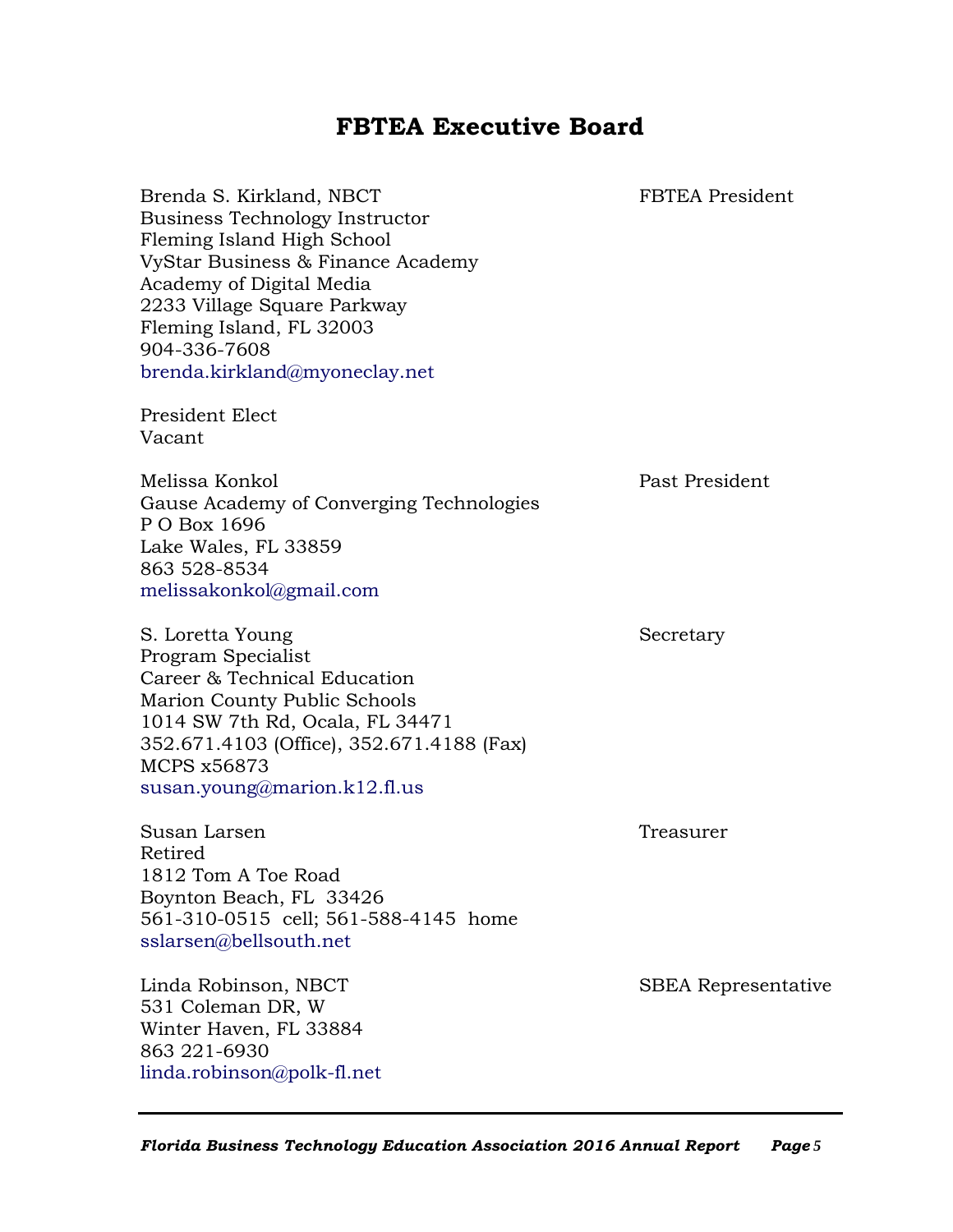# FBTEA Executive Board

Brenda S. Kirkland, NBCT — FBTEA President
Business Technology Instructor
Fleming Island High School
VyStar Business & Finance Academy
Academy of Digital Media
2233 Village Square Parkway
Fleming Island, FL 32003
904-336-7608
brenda.kirkland@myoneclay.net

President Elect
Vacant

Melissa Konkol — Past President
Gause Academy of Converging Technologies
P O Box 1696
Lake Wales, FL 33859
863 528-8534
melissakonkol@gmail.com

S. Loretta Young — Secretary
Program Specialist
Career & Technical Education
Marion County Public Schools
1014 SW 7th Rd, Ocala, FL 34471
352.671.4103 (Office), 352.671.4188 (Fax)
MCPS x56873
susan.young@marion.k12.fl.us

Susan Larsen — Treasurer
Retired
1812 Tom A Toe Road
Boynton Beach, FL 33426
561-310-0515 cell; 561-588-4145 home
sslarsen@bellsouth.net

Linda Robinson, NBCT — SBEA Representative
531 Coleman DR, W
Winter Haven, FL 33884
863 221-6930
linda.robinson@polk-fl.net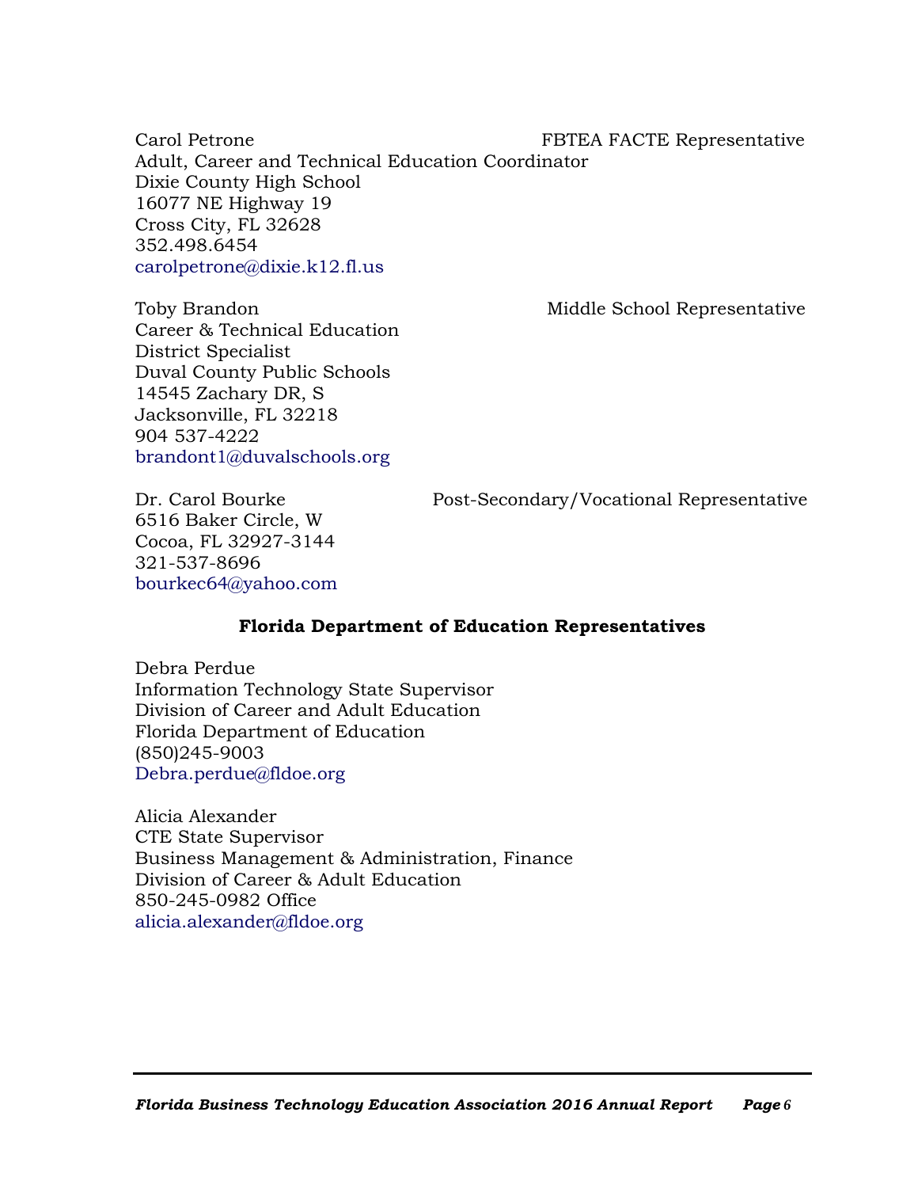Carol Petrone — FBTEA FACTE Representative
Adult, Career and Technical Education Coordinator
Dixie County High School
16077 NE Highway 19
Cross City, FL 32628
352.498.6454
carolpetrone@dixie.k12.fl.us

Toby Brandon — Middle School Representative
Career & Technical Education
District Specialist
Duval County Public Schools
14545 Zachary DR, S
Jacksonville, FL 32218
904 537-4222
brandont1@duvalschools.org

Dr. Carol Bourke — Post-Secondary/Vocational Representative
6516 Baker Circle, W
Cocoa, FL 32927-3144
321-537-8696
bourkec64@yahoo.com

**Florida Department of Education Representatives**

Debra Perdue
Information Technology State Supervisor
Division of Career and Adult Education
Florida Department of Education
(850)245-9003
Debra.perdue@fldoe.org

Alicia Alexander
CTE State Supervisor
Business Management & Administration, Finance
Division of Career & Adult Education
850-245-0982 Office
alicia.alexander@fldoe.org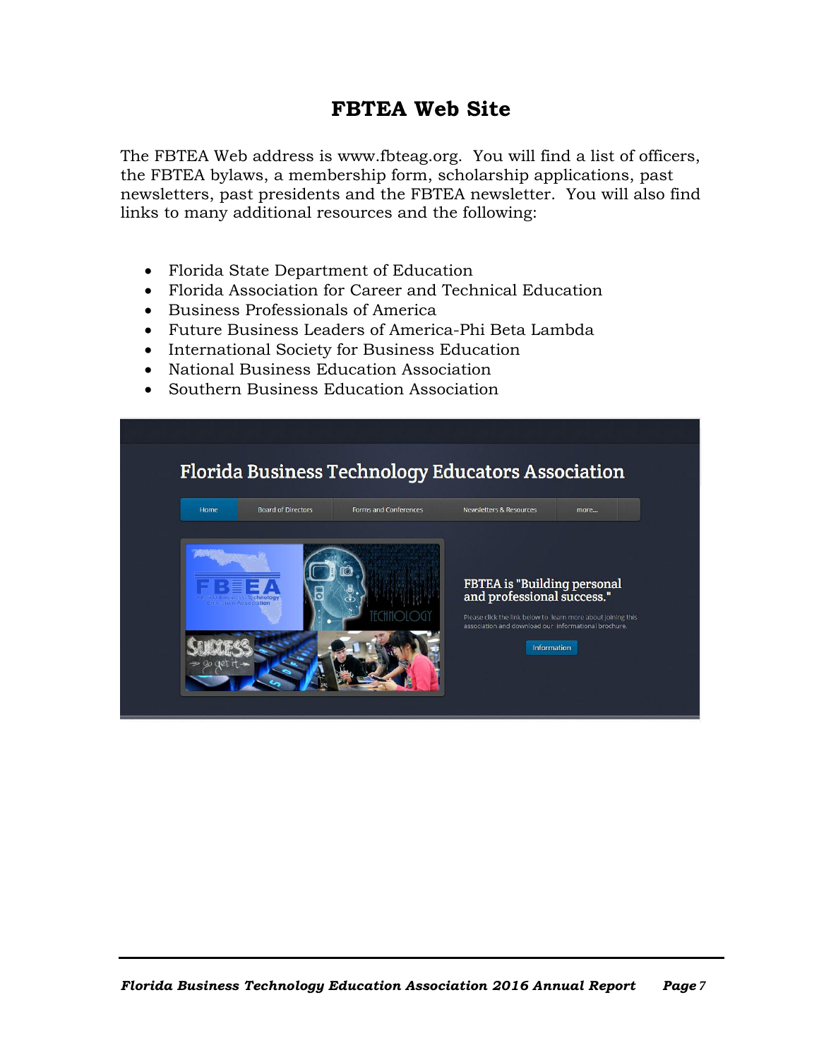# FBTEA Web Site

The FBTEA Web address is www.fbteag.org. You will find a list of officers, the FBTEA bylaws, a membership form, scholarship applications, past newsletters, past presidents and the FBTEA newsletter. You will also find links to many additional resources and the following:

- Florida State Department of Education
- Florida Association for Career and Technical Education
- Business Professionals of America
- Future Business Leaders of America-Phi Beta Lambda
- International Society for Business Education
- National Business Education Association
- Southern Business Education Association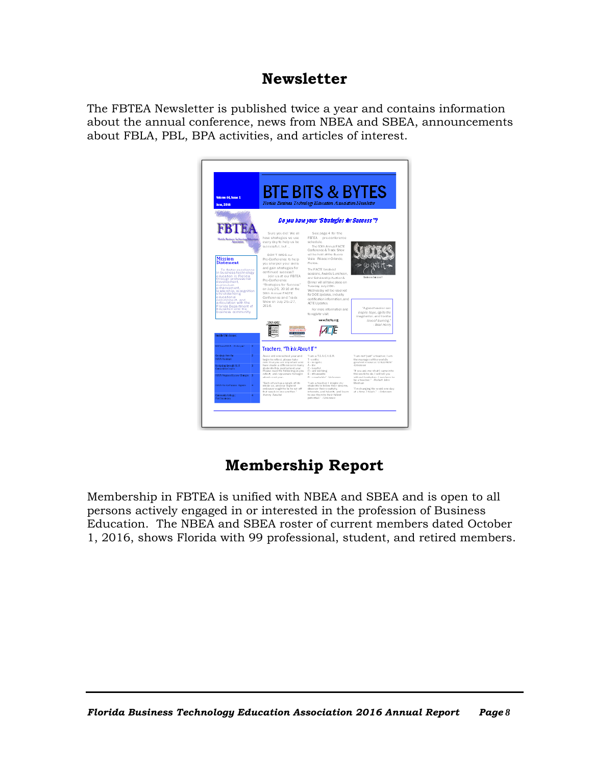## Newsletter

The FBTEA Newsletter is published twice a year and contains information about the annual conference, news from NBEA and SBEA, announcements about FBLA, PBL, BPA activities, and articles of interest.

## Membership Report

Membership in FBTEA is unified with NBEA and SBEA and is open to all persons actively engaged in or interested in the profession of Business Education. The NBEA and SBEA roster of current members dated October 1, 2016, shows Florida with 99 professional, student, and retired members.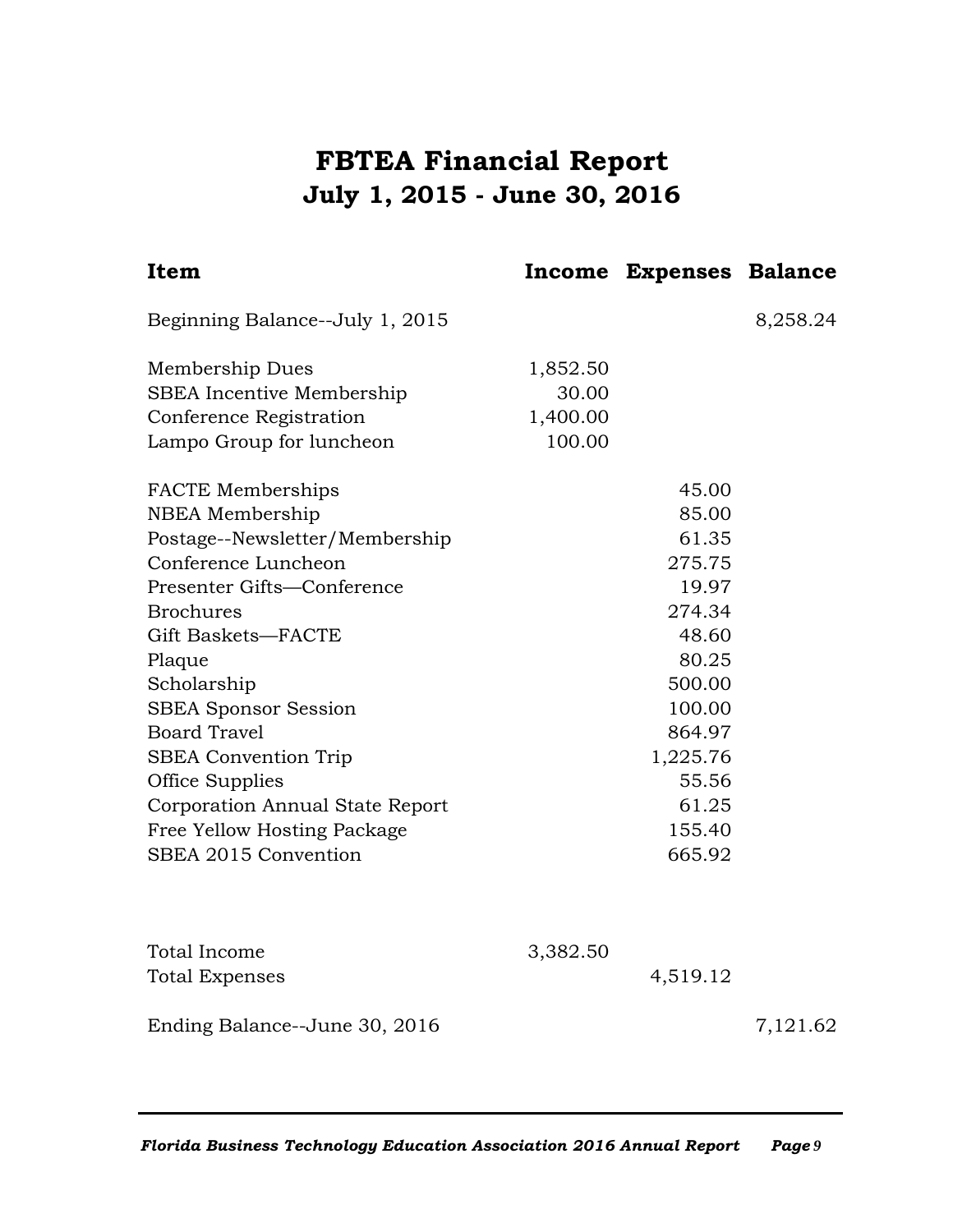# FBTEA Financial Report
## July 1, 2015 - June 30, 2016

| Item | Income | Expenses | Balance |
|---|---|---|---|
| Beginning Balance--July 1, 2015 | | | 8,258.24 |
| Membership Dues | 1,852.50 | | |
| SBEA Incentive Membership | 30.00 | | |
| Conference Registration | 1,400.00 | | |
| Lampo Group for luncheon | 100.00 | | |
| FACTE Memberships | | 45.00 | |
| NBEA Membership | | 85.00 | |
| Postage--Newsletter/Membership | | 61.35 | |
| Conference Luncheon | | 275.75 | |
| Presenter Gifts—Conference | | 19.97 | |
| Brochures | | 274.34 | |
| Gift Baskets—FACTE | | 48.60 | |
| Plaque | | 80.25 | |
| Scholarship | | 500.00 | |
| SBEA Sponsor Session | | 100.00 | |
| Board Travel | | 864.97 | |
| SBEA Convention Trip | | 1,225.76 | |
| Office Supplies | | 55.56 | |
| Corporation Annual State Report | | 61.25 | |
| Free Yellow Hosting Package | | 155.40 | |
| SBEA 2015 Convention | | 665.92 | |
| Total Income | 3,382.50 | | |
| Total Expenses | | 4,519.12 | |
| Ending Balance--June 30, 2016 | | | 7,121.62 |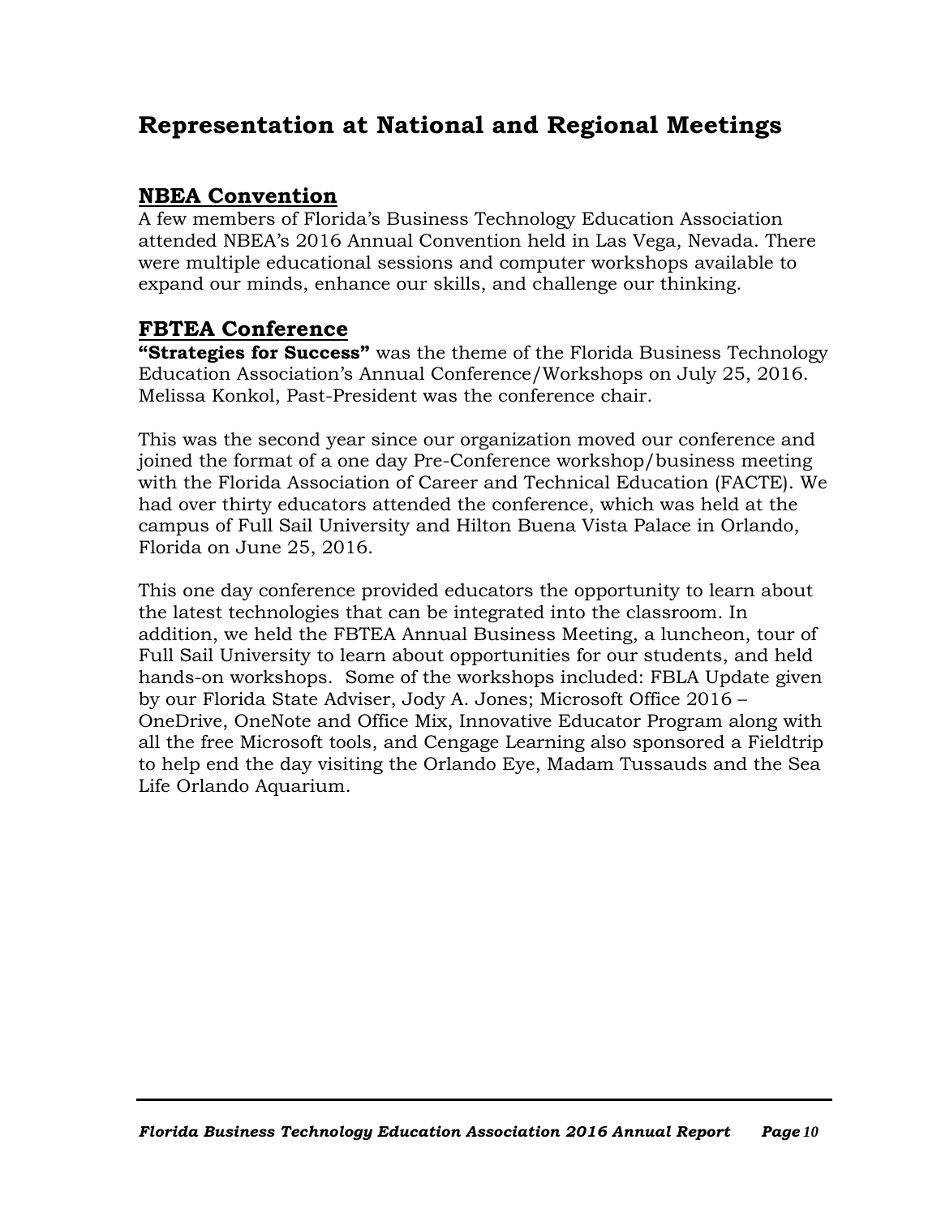# Representation at National and Regional Meetings

## NBEA Convention

A few members of Florida's Business Technology Education Association attended NBEA's 2016 Annual Convention held in Las Vega, Nevada. There were multiple educational sessions and computer workshops available to expand our minds, enhance our skills, and challenge our thinking.

## FBTEA Conference

**"Strategies for Success"** was the theme of the Florida Business Technology Education Association's Annual Conference/Workshops on July 25, 2016. Melissa Konkol, Past-President was the conference chair.

This was the second year since our organization moved our conference and joined the format of a one day Pre-Conference workshop/business meeting with the Florida Association of Career and Technical Education (FACTE). We had over thirty educators attended the conference, which was held at the campus of Full Sail University and Hilton Buena Vista Palace in Orlando, Florida on June 25, 2016.

This one day conference provided educators the opportunity to learn about the latest technologies that can be integrated into the classroom. In addition, we held the FBTEA Annual Business Meeting, a luncheon, tour of Full Sail University to learn about opportunities for our students, and held hands-on workshops. Some of the workshops included: FBLA Update given by our Florida State Adviser, Jody A. Jones; Microsoft Office 2016 – OneDrive, OneNote and Office Mix, Innovative Educator Program along with all the free Microsoft tools, and Cengage Learning also sponsored a Fieldtrip to help end the day visiting the Orlando Eye, Madam Tussauds and the Sea Life Orlando Aquarium.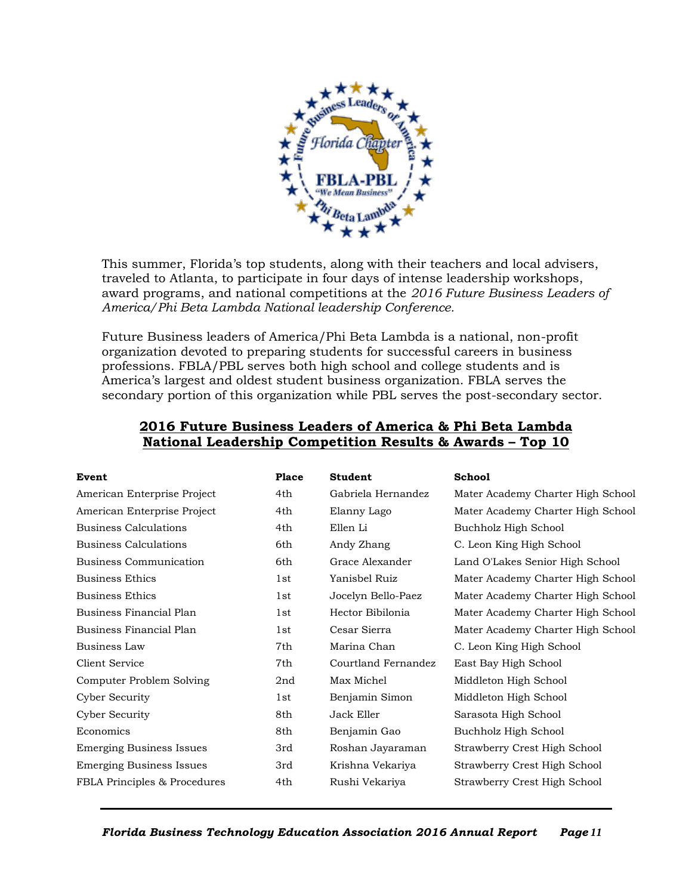This summer, Florida's top students, along with their teachers and local advisers, traveled to Atlanta, to participate in four days of intense leadership workshops, award programs, and national competitions at the *2016 Future Business Leaders of America/Phi Beta Lambda National leadership Conference.*

Future Business leaders of America/Phi Beta Lambda is a national, non-profit organization devoted to preparing students for successful careers in business professions. FBLA/PBL serves both high school and college students and is America's largest and oldest student business organization. FBLA serves the secondary portion of this organization while PBL serves the post-secondary sector.

## 2016 Future Business Leaders of America & Phi Beta Lambda National Leadership Competition Results & Awards – Top 10

| Event | Place | Student | School |
|---|---|---|---|
| American Enterprise Project | 4th | Gabriela Hernandez | Mater Academy Charter High School |
| American Enterprise Project | 4th | Elanny Lago | Mater Academy Charter High School |
| Business Calculations | 4th | Ellen Li | Buchholz High School |
| Business Calculations | 6th | Andy Zhang | C. Leon King High School |
| Business Communication | 6th | Grace Alexander | Land O'Lakes Senior High School |
| Business Ethics | 1st | Yanisbel Ruiz | Mater Academy Charter High School |
| Business Ethics | 1st | Jocelyn Bello-Paez | Mater Academy Charter High School |
| Business Financial Plan | 1st | Hector Bibilonia | Mater Academy Charter High School |
| Business Financial Plan | 1st | Cesar Sierra | Mater Academy Charter High School |
| Business Law | 7th | Marina Chan | C. Leon King High School |
| Client Service | 7th | Courtland Fernandez | East Bay High School |
| Computer Problem Solving | 2nd | Max Michel | Middleton High School |
| Cyber Security | 1st | Benjamin Simon | Middleton High School |
| Cyber Security | 8th | Jack Eller | Sarasota High School |
| Economics | 8th | Benjamin Gao | Buchholz High School |
| Emerging Business Issues | 3rd | Roshan Jayaraman | Strawberry Crest High School |
| Emerging Business Issues | 3rd | Krishna Vekariya | Strawberry Crest High School |
| FBLA Principles & Procedures | 4th | Rushi Vekariya | Strawberry Crest High School |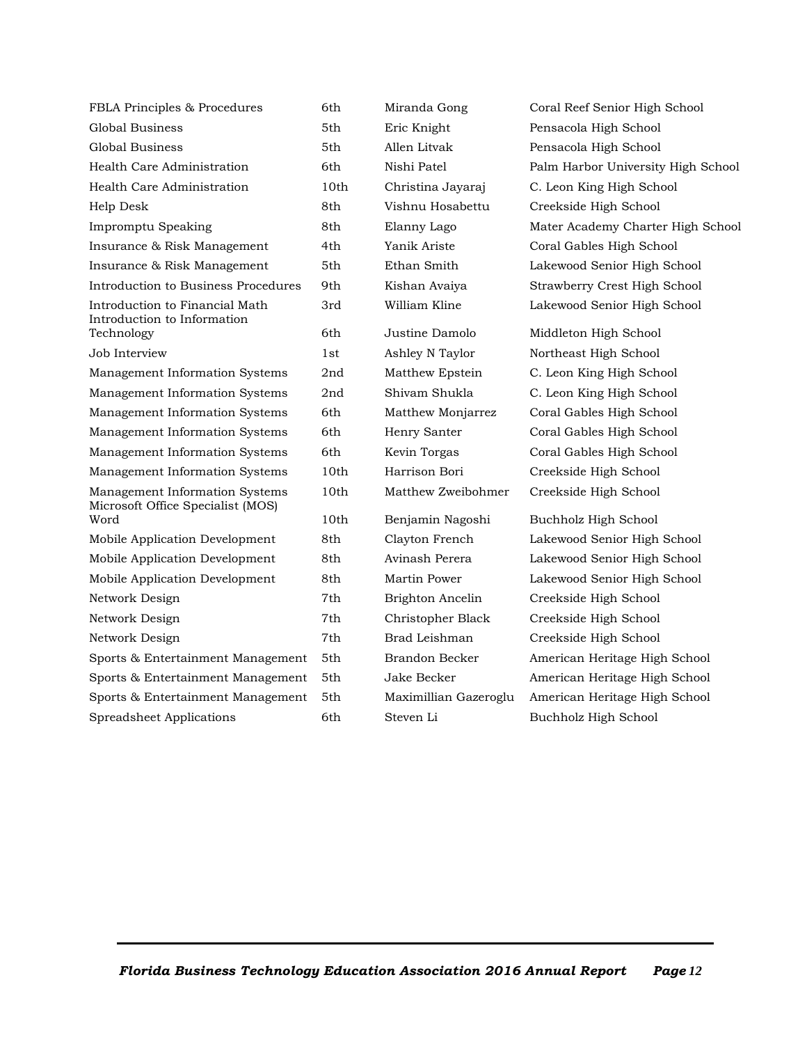| | | | |
|---|---|---|---|
| FBLA Principles & Procedures | 6th | Miranda Gong | Coral Reef Senior High School |
| Global Business | 5th | Eric Knight | Pensacola High School |
| Global Business | 5th | Allen Litvak | Pensacola High School |
| Health Care Administration | 6th | Nishi Patel | Palm Harbor University High School |
| Health Care Administration | 10th | Christina Jayaraj | C. Leon King High School |
| Help Desk | 8th | Vishnu Hosabettu | Creekside High School |
| Impromptu Speaking | 8th | Elanny Lago | Mater Academy Charter High School |
| Insurance & Risk Management | 4th | Yanik Ariste | Coral Gables High School |
| Insurance & Risk Management | 5th | Ethan Smith | Lakewood Senior High School |
| Introduction to Business Procedures | 9th | Kishan Avaiya | Strawberry Crest High School |
| Introduction to Financial Math | 3rd | William Kline | Lakewood Senior High School |
| Introduction to Information Technology | 6th | Justine Damolo | Middleton High School |
| Job Interview | 1st | Ashley N Taylor | Northeast High School |
| Management Information Systems | 2nd | Matthew Epstein | C. Leon King High School |
| Management Information Systems | 2nd | Shivam Shukla | C. Leon King High School |
| Management Information Systems | 6th | Matthew Monjarrez | Coral Gables High School |
| Management Information Systems | 6th | Henry Santer | Coral Gables High School |
| Management Information Systems | 6th | Kevin Torgas | Coral Gables High School |
| Management Information Systems | 10th | Harrison Bori | Creekside High School |
| Management Information Systems | 10th | Matthew Zweibohmer | Creekside High School |
| Microsoft Office Specialist (MOS) Word | 10th | Benjamin Nagoshi | Buchholz High School |
| Mobile Application Development | 8th | Clayton French | Lakewood Senior High School |
| Mobile Application Development | 8th | Avinash Perera | Lakewood Senior High School |
| Mobile Application Development | 8th | Martin Power | Lakewood Senior High School |
| Network Design | 7th | Brighton Ancelin | Creekside High School |
| Network Design | 7th | Christopher Black | Creekside High School |
| Network Design | 7th | Brad Leishman | Creekside High School |
| Sports & Entertainment Management | 5th | Brandon Becker | American Heritage High School |
| Sports & Entertainment Management | 5th | Jake Becker | American Heritage High School |
| Sports & Entertainment Management | 5th | Maximillian Gazeroglu | American Heritage High School |
| Spreadsheet Applications | 6th | Steven Li | Buchholz High School |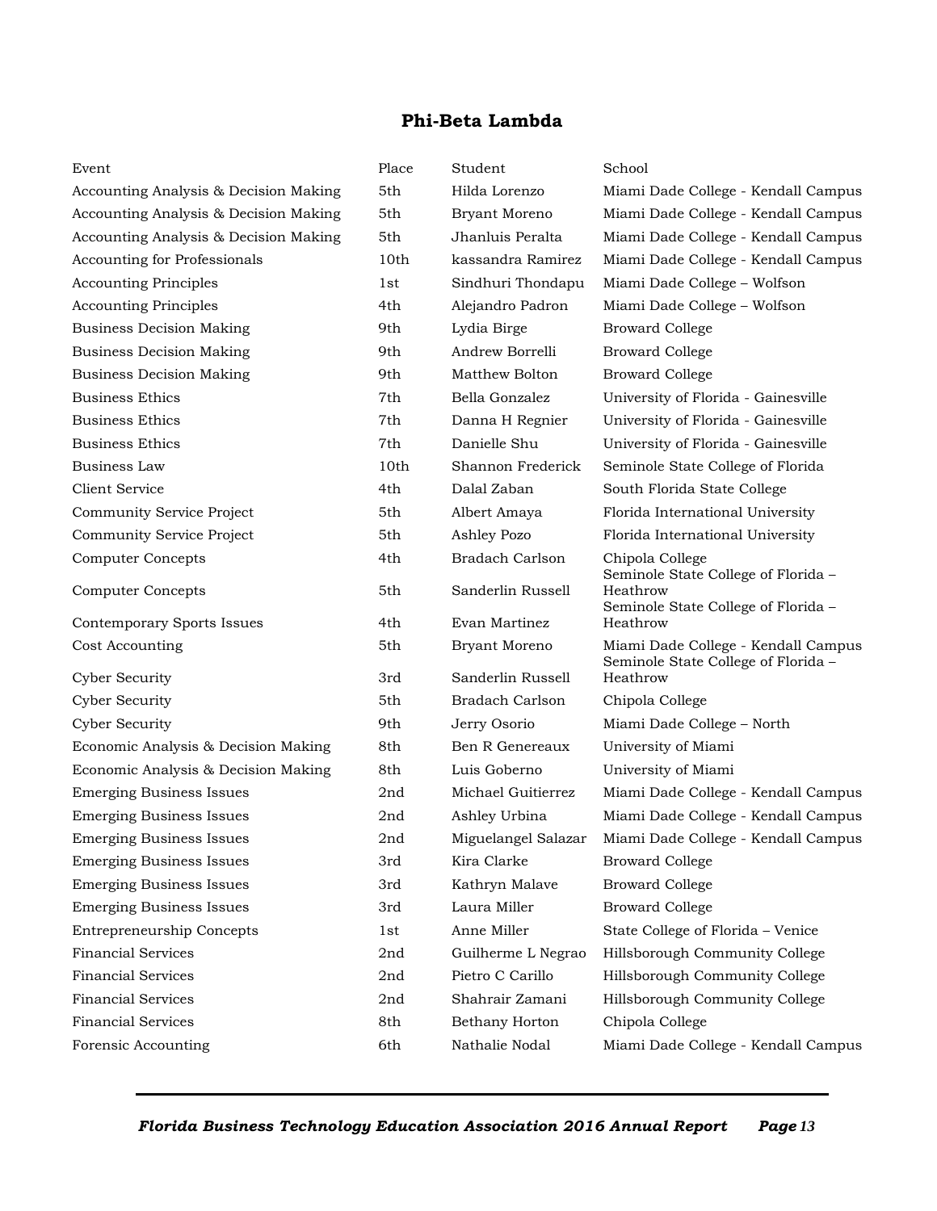## Phi-Beta Lambda

| Event | Place | Student | School |
|---|---|---|---|
| Accounting Analysis & Decision Making | 5th | Hilda Lorenzo | Miami Dade College - Kendall Campus |
| Accounting Analysis & Decision Making | 5th | Bryant Moreno | Miami Dade College - Kendall Campus |
| Accounting Analysis & Decision Making | 5th | Jhanluis Peralta | Miami Dade College - Kendall Campus |
| Accounting for Professionals | 10th | kassandra Ramirez | Miami Dade College - Kendall Campus |
| Accounting Principles | 1st | Sindhuri Thondapu | Miami Dade College – Wolfson |
| Accounting Principles | 4th | Alejandro Padron | Miami Dade College – Wolfson |
| Business Decision Making | 9th | Lydia Birge | Broward College |
| Business Decision Making | 9th | Andrew Borrelli | Broward College |
| Business Decision Making | 9th | Matthew Bolton | Broward College |
| Business Ethics | 7th | Bella Gonzalez | University of Florida - Gainesville |
| Business Ethics | 7th | Danna H Regnier | University of Florida - Gainesville |
| Business Ethics | 7th | Danielle Shu | University of Florida - Gainesville |
| Business Law | 10th | Shannon Frederick | Seminole State College of Florida |
| Client Service | 4th | Dalal Zaban | South Florida State College |
| Community Service Project | 5th | Albert Amaya | Florida International University |
| Community Service Project | 5th | Ashley Pozo | Florida International University |
| Computer Concepts | 4th | Bradach Carlson | Chipola College |
| Computer Concepts | 5th | Sanderlin Russell | Seminole State College of Florida – Heathrow |
| Contemporary Sports Issues | 4th | Evan Martinez | Seminole State College of Florida – Heathrow |
| Cost Accounting | 5th | Bryant Moreno | Miami Dade College - Kendall Campus |
| Cyber Security | 3rd | Sanderlin Russell | Seminole State College of Florida – Heathrow |
| Cyber Security | 5th | Bradach Carlson | Chipola College |
| Cyber Security | 9th | Jerry Osorio | Miami Dade College – North |
| Economic Analysis & Decision Making | 8th | Ben R Genereaux | University of Miami |
| Economic Analysis & Decision Making | 8th | Luis Goberno | University of Miami |
| Emerging Business Issues | 2nd | Michael Guitierrez | Miami Dade College - Kendall Campus |
| Emerging Business Issues | 2nd | Ashley Urbina | Miami Dade College - Kendall Campus |
| Emerging Business Issues | 2nd | Miguelangel Salazar | Miami Dade College - Kendall Campus |
| Emerging Business Issues | 3rd | Kira Clarke | Broward College |
| Emerging Business Issues | 3rd | Kathryn Malave | Broward College |
| Emerging Business Issues | 3rd | Laura Miller | Broward College |
| Entrepreneurship Concepts | 1st | Anne Miller | State College of Florida – Venice |
| Financial Services | 2nd | Guilherme L Negrao | Hillsborough Community College |
| Financial Services | 2nd | Pietro C Carillo | Hillsborough Community College |
| Financial Services | 2nd | Shahrair Zamani | Hillsborough Community College |
| Financial Services | 8th | Bethany Horton | Chipola College |
| Forensic Accounting | 6th | Nathalie Nodal | Miami Dade College - Kendall Campus |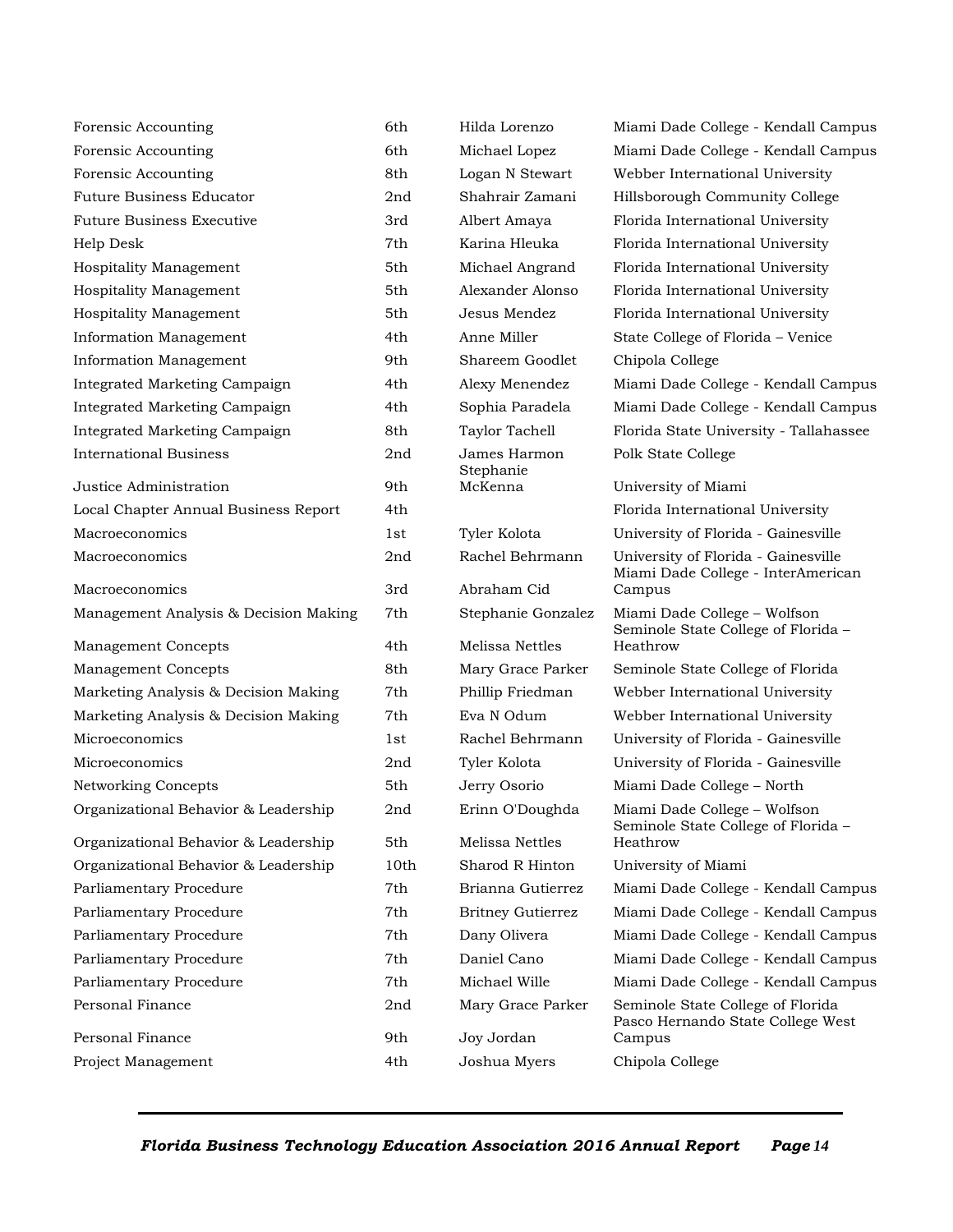| | | | |
|---|---|---|---|
| Forensic Accounting | 6th | Hilda Lorenzo | Miami Dade College - Kendall Campus |
| Forensic Accounting | 6th | Michael Lopez | Miami Dade College - Kendall Campus |
| Forensic Accounting | 8th | Logan N Stewart | Webber International University |
| Future Business Educator | 2nd | Shahrair Zamani | Hillsborough Community College |
| Future Business Executive | 3rd | Albert Amaya | Florida International University |
| Help Desk | 7th | Karina Hleuka | Florida International University |
| Hospitality Management | 5th | Michael Angrand | Florida International University |
| Hospitality Management | 5th | Alexander Alonso | Florida International University |
| Hospitality Management | 5th | Jesus Mendez | Florida International University |
| Information Management | 4th | Anne Miller | State College of Florida – Venice |
| Information Management | 9th | Shareem Goodlet | Chipola College |
| Integrated Marketing Campaign | 4th | Alexy Menendez | Miami Dade College - Kendall Campus |
| Integrated Marketing Campaign | 4th | Sophia Paradela | Miami Dade College - Kendall Campus |
| Integrated Marketing Campaign | 8th | Taylor Tachell | Florida State University - Tallahassee |
| International Business | 2nd | James Harmon | Polk State College |
| Justice Administration | 9th | Stephanie McKenna | University of Miami |
| Local Chapter Annual Business Report | 4th | | Florida International University |
| Macroeconomics | 1st | Tyler Kolota | University of Florida - Gainesville |
| Macroeconomics | 2nd | Rachel Behrmann | University of Florida - Gainesville |
| Macroeconomics | 3rd | Abraham Cid | Miami Dade College - InterAmerican Campus |
| Management Analysis & Decision Making | 7th | Stephanie Gonzalez | Miami Dade College – Wolfson |
| Management Concepts | 4th | Melissa Nettles | Seminole State College of Florida – Heathrow |
| Management Concepts | 8th | Mary Grace Parker | Seminole State College of Florida |
| Marketing Analysis & Decision Making | 7th | Phillip Friedman | Webber International University |
| Marketing Analysis & Decision Making | 7th | Eva N Odum | Webber International University |
| Microeconomics | 1st | Rachel Behrmann | University of Florida - Gainesville |
| Microeconomics | 2nd | Tyler Kolota | University of Florida - Gainesville |
| Networking Concepts | 5th | Jerry Osorio | Miami Dade College – North |
| Organizational Behavior & Leadership | 2nd | Erinn O'Doughda | Miami Dade College – Wolfson |
| Organizational Behavior & Leadership | 5th | Melissa Nettles | Seminole State College of Florida – Heathrow |
| Organizational Behavior & Leadership | 10th | Sharod R Hinton | University of Miami |
| Parliamentary Procedure | 7th | Brianna Gutierrez | Miami Dade College - Kendall Campus |
| Parliamentary Procedure | 7th | Britney Gutierrez | Miami Dade College - Kendall Campus |
| Parliamentary Procedure | 7th | Dany Olivera | Miami Dade College - Kendall Campus |
| Parliamentary Procedure | 7th | Daniel Cano | Miami Dade College - Kendall Campus |
| Parliamentary Procedure | 7th | Michael Wille | Miami Dade College - Kendall Campus |
| Personal Finance | 2nd | Mary Grace Parker | Seminole State College of Florida |
| Personal Finance | 9th | Joy Jordan | Pasco Hernando State College West Campus |
| Project Management | 4th | Joshua Myers | Chipola College |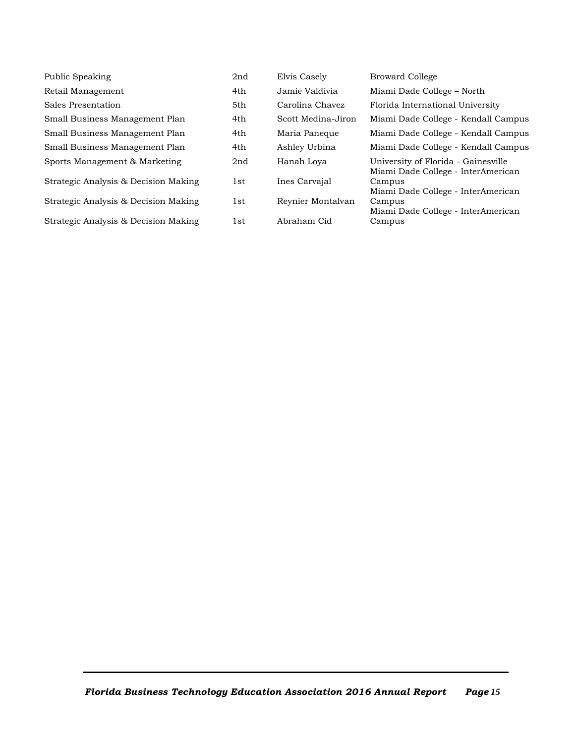| | | | |
|---|---|---|---|
| Public Speaking | 2nd | Elvis Casely | Broward College |
| Retail Management | 4th | Jamie Valdivia | Miami Dade College – North |
| Sales Presentation | 5th | Carolina Chavez | Florida International University |
| Small Business Management Plan | 4th | Scott Medina-Jiron | Miami Dade College - Kendall Campus |
| Small Business Management Plan | 4th | Maria Paneque | Miami Dade College - Kendall Campus |
| Small Business Management Plan | 4th | Ashley Urbina | Miami Dade College - Kendall Campus |
| Sports Management & Marketing | 2nd | Hanah Loya | University of Florida - Gainesville |
| Strategic Analysis & Decision Making | 1st | Ines Carvajal | Miami Dade College - InterAmerican Campus |
| Strategic Analysis & Decision Making | 1st | Reynier Montalvan | Miami Dade College - InterAmerican Campus |
| Strategic Analysis & Decision Making | 1st | Abraham Cid | Miami Dade College - InterAmerican Campus |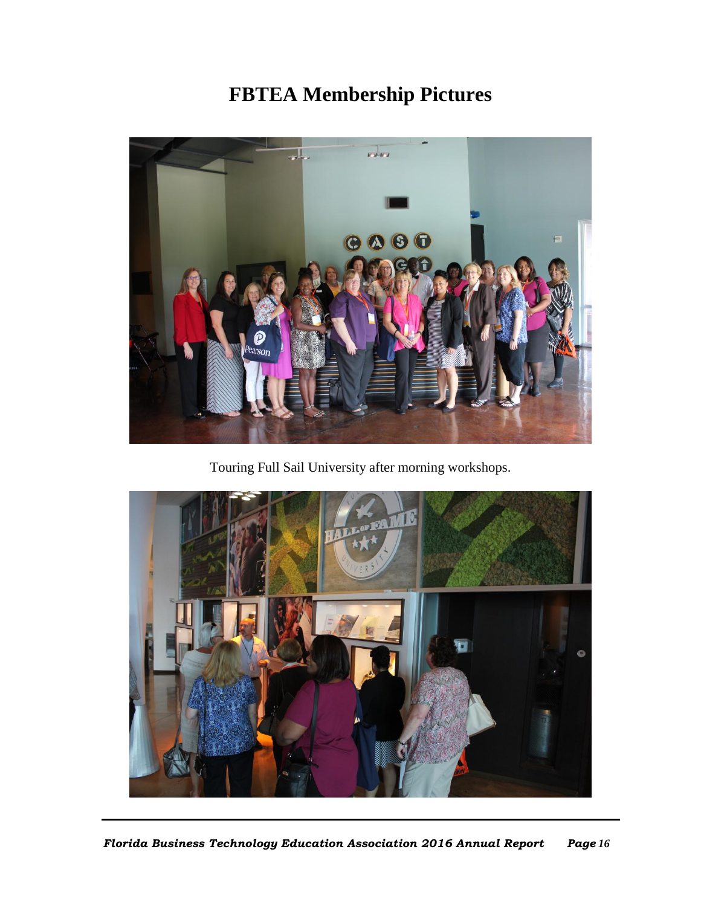# FBTEA Membership Pictures

Touring Full Sail University after morning workshops.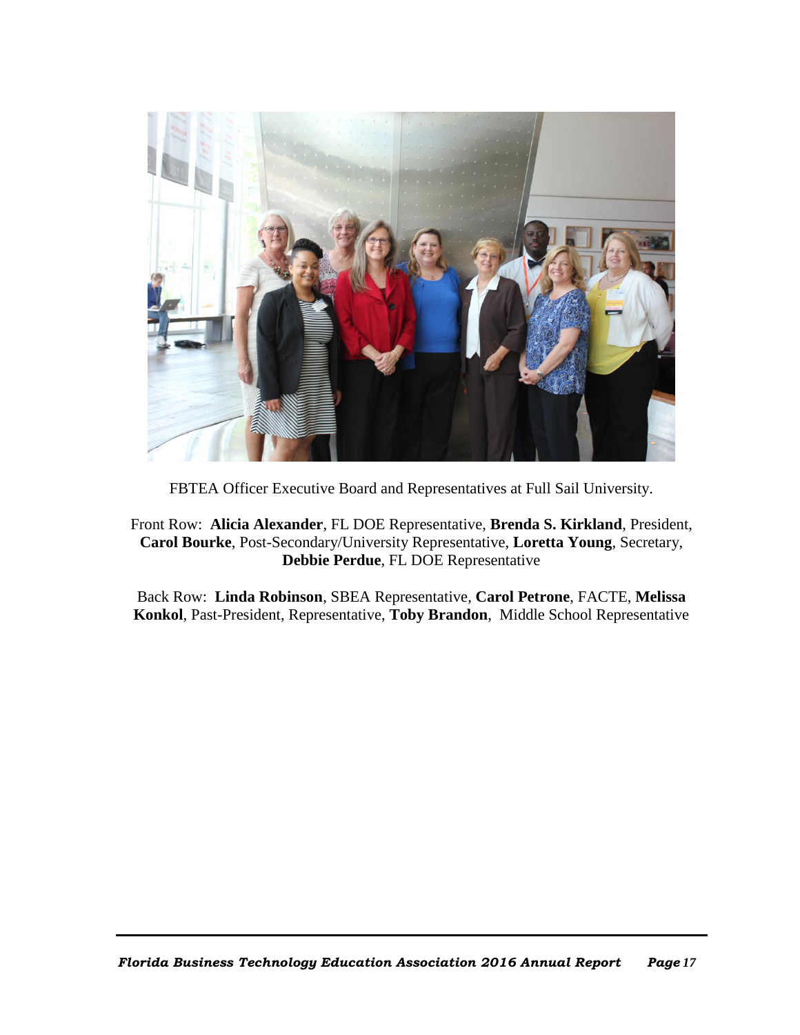FBTEA Officer Executive Board and Representatives at Full Sail University.

Front Row: **Alicia Alexander**, FL DOE Representative, **Brenda S. Kirkland**, President, **Carol Bourke**, Post-Secondary/University Representative, **Loretta Young**, Secretary, **Debbie Perdue**, FL DOE Representative

Back Row: **Linda Robinson**, SBEA Representative, **Carol Petrone**, FACTE, **Melissa Konkol**, Past-President, Representative, **Toby Brandon**, Middle School Representative